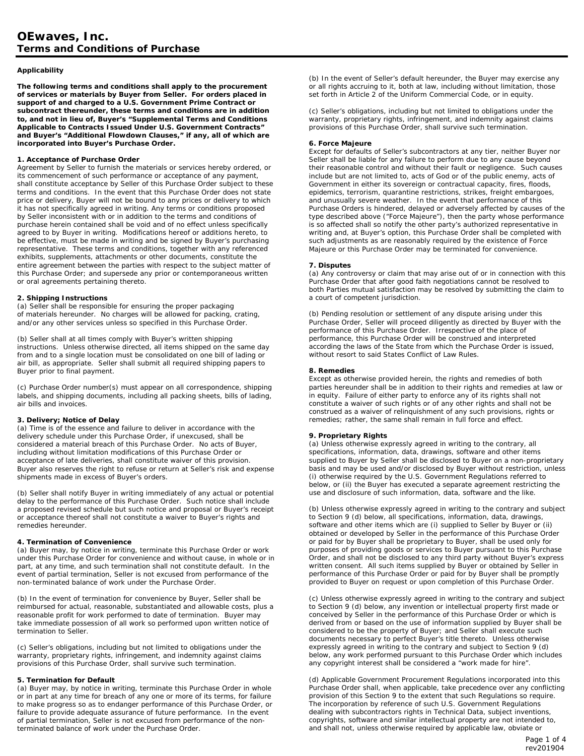# OEwaves, Inc.
## Terms and Conditions of Purchase

**Applicability**

**The following terms and conditions shall apply to the procurement of services or materials by Buyer from Seller. For orders placed in support of and charged to a U.S. Government Prime Contract or subcontract thereunder, these terms and conditions are in addition to, and not in lieu of, Buyer's "Supplemental Terms and Conditions Applicable to Contracts Issued Under U.S. Government Contracts" and Buyer's "Additional Flowdown Clauses," if any, all of which are incorporated into Buyer's Purchase Order.**

**1. Acceptance of Purchase Order**

Agreement by Seller to furnish the materials or services hereby ordered, or its commencement of such performance or acceptance of any payment, shall constitute acceptance by Seller of this Purchase Order subject to these terms and conditions. In the event that this Purchase Order does not state price or delivery, Buyer will not be bound to any prices or delivery to which it has not specifically agreed in writing. Any terms or conditions proposed by Seller inconsistent with or in addition to the terms and conditions of purchase herein contained shall be void and of no effect unless specifically agreed to by Buyer in writing. Modifications hereof or additions hereto, to be effective, must be made in writing and be signed by Buyer's purchasing representative. These terms and conditions, together with any referenced exhibits, supplements, attachments or other documents, constitute the entire agreement between the parties with respect to the subject matter of this Purchase Order; and supersede any prior or contemporaneous written or oral agreements pertaining thereto.

**2. Shipping Instructions**

(a) Seller shall be responsible for ensuring the proper packaging of materials hereunder. No charges will be allowed for packing, crating, and/or any other services unless so specified in this Purchase Order.

(b) Seller shall at all times comply with Buyer's written shipping instructions. Unless otherwise directed, all items shipped on the same day from and to a single location must be consolidated on one bill of lading or air bill, as appropriate. Seller shall submit all required shipping papers to Buyer prior to final payment.

(c) Purchase Order number(s) must appear on all correspondence, shipping labels, and shipping documents, including all packing sheets, bills of lading, air bills and invoices.

**3. Delivery; Notice of Delay**

(a) Time is of the essence and failure to deliver in accordance with the delivery schedule under this Purchase Order, if unexcused, shall be considered a material breach of this Purchase Order. No acts of Buyer, including without limitation modifications of this Purchase Order or acceptance of late deliveries, shall constitute waiver of this provision. Buyer also reserves the right to refuse or return at Seller's risk and expense shipments made in excess of Buyer's orders.

(b) Seller shall notify Buyer in writing immediately of any actual or potential delay to the performance of this Purchase Order. Such notice shall include a proposed revised schedule but such notice and proposal or Buyer's receipt or acceptance thereof shall not constitute a waiver to Buyer's rights and remedies hereunder.

**4. Termination of Convenience**

(a) Buyer may, by notice in writing, terminate this Purchase Order or work under this Purchase Order for convenience and without cause, in whole or in part, at any time, and such termination shall not constitute default. In the event of partial termination, Seller is not excused from performance of the non-terminated balance of work under the Purchase Order.

(b) In the event of termination for convenience by Buyer, Seller shall be reimbursed for actual, reasonable, substantiated and allowable costs, plus a reasonable profit for work performed to date of termination. Buyer may take immediate possession of all work so performed upon written notice of termination to Seller.

(c) Seller's obligations, including but not limited to obligations under the warranty, proprietary rights, infringement, and indemnity against claims provisions of this Purchase Order, shall survive such termination.

**5. Termination for Default**

(a) Buyer may, by notice in writing, terminate this Purchase Order in whole or in part at any time for breach of any one or more of its terms, for failure to make progress so as to endanger performance of this Purchase Order, or failure to provide adequate assurance of future performance. In the event of partial termination, Seller is not excused from performance of the non-terminated balance of work under the Purchase Order.

(b) In the event of Seller's default hereunder, the Buyer may exercise any or all rights accruing to it, both at law, including without limitation, those set forth in Article 2 of the Uniform Commercial Code, or in equity.

(c) Seller's obligations, including but not limited to obligations under the warranty, proprietary rights, infringement, and indemnity against claims provisions of this Purchase Order, shall survive such termination.

**6. Force Majeure**

Except for defaults of Seller's subcontractors at any tier, neither Buyer nor Seller shall be liable for any failure to perform due to any cause beyond their reasonable control and without their fault or negligence. Such causes include but are not limited to, acts of God or of the public enemy, acts of Government in either its sovereign or contractual capacity, fires, floods, epidemics, terrorism, quarantine restrictions, strikes, freight embargoes, and unusually severe weather. In the event that performance of this Purchase Orders is hindered, delayed or adversely affected by causes of the type described above ("Force Majeure"), then the party whose performance is so affected shall so notify the other party's authorized representative in writing and, at Buyer's option, this Purchase Order shall be completed with such adjustments as are reasonably required by the existence of Force Majeure or this Purchase Order may be terminated for convenience.

**7. Disputes**

(a) Any controversy or claim that may arise out of or in connection with this Purchase Order that after good faith negotiations cannot be resolved to both Parties mutual satisfaction may be resolved by submitting the claim to a court of competent jurisdiction.

(b) Pending resolution or settlement of any dispute arising under this Purchase Order, Seller will proceed diligently as directed by Buyer with the performance of this Purchase Order. Irrespective of the place of performance, this Purchase Order will be construed and interpreted according the laws of the State from which the Purchase Order is issued, without resort to said States Conflict of Law Rules.

**8. Remedies**

Except as otherwise provided herein, the rights and remedies of both parties hereunder shall be in addition to their rights and remedies at law or in equity. Failure of either party to enforce any of its rights shall not constitute a waiver of such rights or of any other rights and shall not be construed as a waiver of relinquishment of any such provisions, rights or remedies; rather, the same shall remain in full force and effect.

**9. Proprietary Rights**

(a) Unless otherwise expressly agreed in writing to the contrary, all specifications, information, data, drawings, software and other items supplied to Buyer by Seller shall be disclosed to Buyer on a non-proprietary basis and may be used and/or disclosed by Buyer without restriction, unless (i) otherwise required by the U.S. Government Regulations referred to below, or (ii) the Buyer has executed a separate agreement restricting the use and disclosure of such information, data, software and the like.

(b) Unless otherwise expressly agreed in writing to the contrary and subject to Section 9 (d) below, all specifications, information, data, drawings, software and other items which are (i) supplied to Seller by Buyer or (ii) obtained or developed by Seller in the performance of this Purchase Order or paid for by Buyer shall be proprietary to Buyer, shall be used only for purposes of providing goods or services to Buyer pursuant to this Purchase Order, and shall not be disclosed to any third party without Buyer's express written consent. All such items supplied by Buyer or obtained by Seller in performance of this Purchase Order or paid for by Buyer shall be promptly provided to Buyer on request or upon completion of this Purchase Order.

(c) Unless otherwise expressly agreed in writing to the contrary and subject to Section 9 (d) below, any invention or intellectual property first made or conceived by Seller in the performance of this Purchase Order or which is derived from or based on the use of information supplied by Buyer shall be considered to be the property of Buyer; and Seller shall execute such documents necessary to perfect Buyer's title thereto. Unless otherwise expressly agreed in writing to the contrary and subject to Section 9 (d) below, any work performed pursuant to this Purchase Order which includes any copyright interest shall be considered a "work made for hire".

(d) Applicable Government Procurement Regulations incorporated into this Purchase Order shall, when applicable, take precedence over any conflicting provision of this Section 9 to the extent that such Regulations so require. The incorporation by reference of such U.S. Government Regulations dealing with subcontractors rights in Technical Data, subject inventions, copyrights, software and similar intellectual property are not intended to, and shall not, unless otherwise required by applicable law, obviate or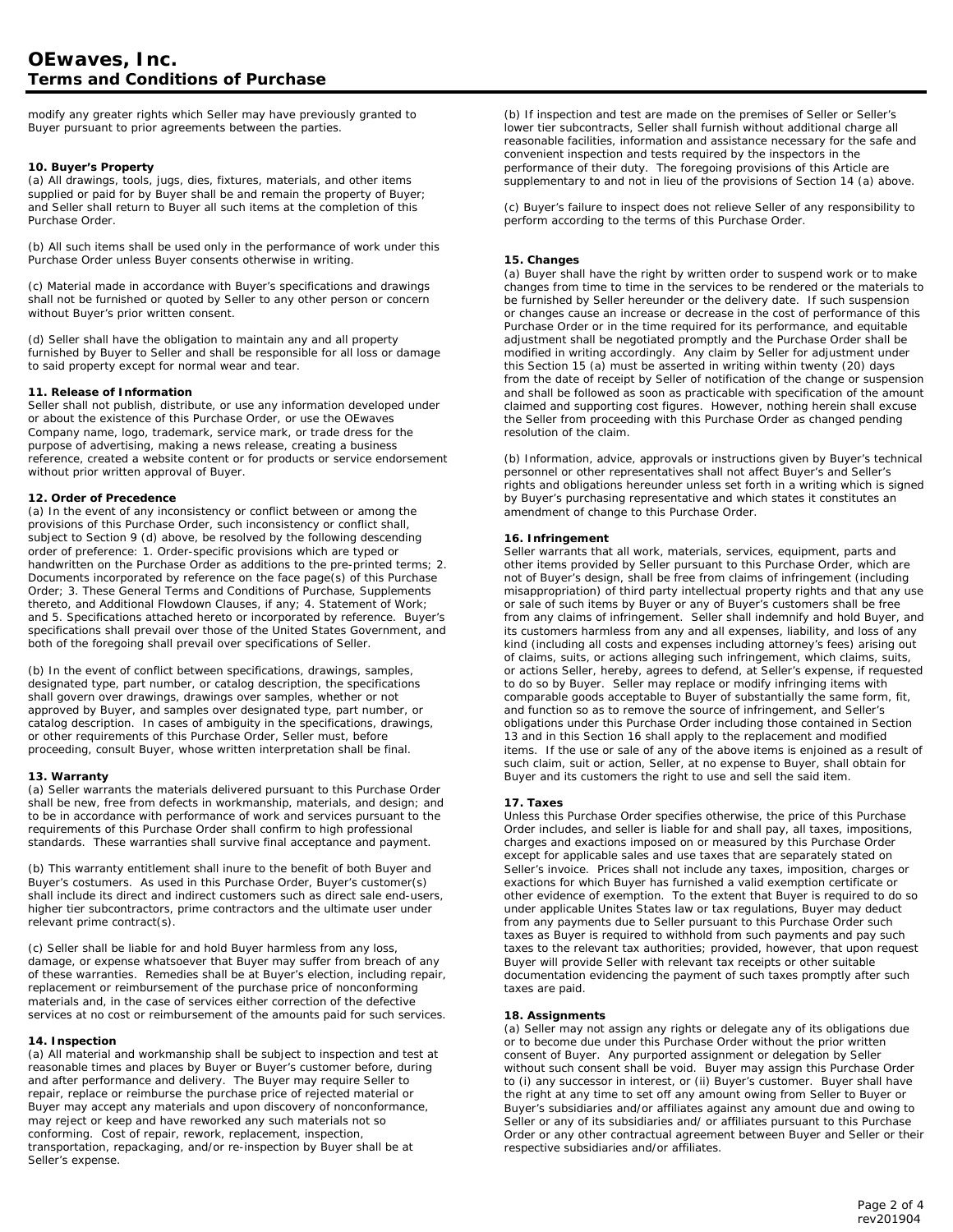modify any greater rights which Seller may have previously granted to Buyer pursuant to prior agreements between the parties.

**10. Buyer's Property**

(a) All drawings, tools, jugs, dies, fixtures, materials, and other items supplied or paid for by Buyer shall be and remain the property of Buyer; and Seller shall return to Buyer all such items at the completion of this Purchase Order.

(b) All such items shall be used only in the performance of work under this Purchase Order unless Buyer consents otherwise in writing.

(c) Material made in accordance with Buyer's specifications and drawings shall not be furnished or quoted by Seller to any other person or concern without Buyer's prior written consent.

(d) Seller shall have the obligation to maintain any and all property furnished by Buyer to Seller and shall be responsible for all loss or damage to said property except for normal wear and tear.

**11. Release of Information**

Seller shall not publish, distribute, or use any information developed under or about the existence of this Purchase Order, or use the OEwaves Company name, logo, trademark, service mark, or trade dress for the purpose of advertising, making a news release, creating a business reference, created a website content or for products or service endorsement without prior written approval of Buyer.

**12. Order of Precedence**

(a) In the event of any inconsistency or conflict between or among the provisions of this Purchase Order, such inconsistency or conflict shall, subject to Section 9 (d) above, be resolved by the following descending order of preference: 1. Order-specific provisions which are typed or handwritten on the Purchase Order as additions to the pre-printed terms; 2. Documents incorporated by reference on the face page(s) of this Purchase Order; 3. These General Terms and Conditions of Purchase, Supplements thereto, and Additional Flowdown Clauses, if any; 4. Statement of Work; and 5. Specifications attached hereto or incorporated by reference. Buyer's specifications shall prevail over those of the United States Government, and both of the foregoing shall prevail over specifications of Seller.

(b) In the event of conflict between specifications, drawings, samples, designated type, part number, or catalog description, the specifications shall govern over drawings, drawings over samples, whether or not approved by Buyer, and samples over designated type, part number, or catalog description. In cases of ambiguity in the specifications, drawings, or other requirements of this Purchase Order, Seller must, before proceeding, consult Buyer, whose written interpretation shall be final.

**13. Warranty**

(a) Seller warrants the materials delivered pursuant to this Purchase Order shall be new, free from defects in workmanship, materials, and design; and to be in accordance with performance of work and services pursuant to the requirements of this Purchase Order shall confirm to high professional standards. These warranties shall survive final acceptance and payment.

(b) This warranty entitlement shall inure to the benefit of both Buyer and Buyer's costumers. As used in this Purchase Order, Buyer's customer(s) shall include its direct and indirect customers such as direct sale end-users, higher tier subcontractors, prime contractors and the ultimate user under relevant prime contract(s).

(c) Seller shall be liable for and hold Buyer harmless from any loss, damage, or expense whatsoever that Buyer may suffer from breach of any of these warranties. Remedies shall be at Buyer's election, including repair, replacement or reimbursement of the purchase price of nonconforming materials and, in the case of services either correction of the defective services at no cost or reimbursement of the amounts paid for such services.

**14. Inspection**

(a) All material and workmanship shall be subject to inspection and test at reasonable times and places by Buyer or Buyer's customer before, during and after performance and delivery. The Buyer may require Seller to repair, replace or reimburse the purchase price of rejected material or Buyer may accept any materials and upon discovery of nonconformance, may reject or keep and have reworked any such materials not so conforming. Cost of repair, rework, replacement, inspection, transportation, repackaging, and/or re-inspection by Buyer shall be at Seller's expense.

(b) If inspection and test are made on the premises of Seller or Seller's lower tier subcontracts, Seller shall furnish without additional charge all reasonable facilities, information and assistance necessary for the safe and convenient inspection and tests required by the inspectors in the performance of their duty. The foregoing provisions of this Article are supplementary to and not in lieu of the provisions of Section 14 (a) above.

(c) Buyer's failure to inspect does not relieve Seller of any responsibility to perform according to the terms of this Purchase Order.

**15. Changes**

(a) Buyer shall have the right by written order to suspend work or to make changes from time to time in the services to be rendered or the materials to be furnished by Seller hereunder or the delivery date. If such suspension or changes cause an increase or decrease in the cost of performance of this Purchase Order or in the time required for its performance, and equitable adjustment shall be negotiated promptly and the Purchase Order shall be modified in writing accordingly. Any claim by Seller for adjustment under this Section 15 (a) must be asserted in writing within twenty (20) days from the date of receipt by Seller of notification of the change or suspension and shall be followed as soon as practicable with specification of the amount claimed and supporting cost figures. However, nothing herein shall excuse the Seller from proceeding with this Purchase Order as changed pending resolution of the claim.

(b) Information, advice, approvals or instructions given by Buyer's technical personnel or other representatives shall not affect Buyer's and Seller's rights and obligations hereunder unless set forth in a writing which is signed by Buyer's purchasing representative and which states it constitutes an amendment of change to this Purchase Order.

**16. Infringement**

Seller warrants that all work, materials, services, equipment, parts and other items provided by Seller pursuant to this Purchase Order, which are not of Buyer's design, shall be free from claims of infringement (including misappropriation) of third party intellectual property rights and that any use or sale of such items by Buyer or any of Buyer's customers shall be free from any claims of infringement. Seller shall indemnify and hold Buyer, and its customers harmless from any and all expenses, liability, and loss of any kind (including all costs and expenses including attorney's fees) arising out of claims, suits, or actions alleging such infringement, which claims, suits, or actions Seller, hereby, agrees to defend, at Seller's expense, if requested to do so by Buyer. Seller may replace or modify infringing items with comparable goods acceptable to Buyer of substantially the same form, fit, and function so as to remove the source of infringement, and Seller's obligations under this Purchase Order including those contained in Section 13 and in this Section 16 shall apply to the replacement and modified items. If the use or sale of any of the above items is enjoined as a result of such claim, suit or action, Seller, at no expense to Buyer, shall obtain for Buyer and its customers the right to use and sell the said item.

**17. Taxes**

Unless this Purchase Order specifies otherwise, the price of this Purchase Order includes, and seller is liable for and shall pay, all taxes, impositions, charges and exactions imposed on or measured by this Purchase Order except for applicable sales and use taxes that are separately stated on Seller's invoice. Prices shall not include any taxes, imposition, charges or exactions for which Buyer has furnished a valid exemption certificate or other evidence of exemption. To the extent that Buyer is required to do so under applicable Unites States law or tax regulations, Buyer may deduct from any payments due to Seller pursuant to this Purchase Order such taxes as Buyer is required to withhold from such payments and pay such taxes to the relevant tax authorities; provided, however, that upon request Buyer will provide Seller with relevant tax receipts or other suitable documentation evidencing the payment of such taxes promptly after such taxes are paid.

**18. Assignments**

(a) Seller may not assign any rights or delegate any of its obligations due or to become due under this Purchase Order without the prior written consent of Buyer. Any purported assignment or delegation by Seller without such consent shall be void. Buyer may assign this Purchase Order to (i) any successor in interest, or (ii) Buyer's customer. Buyer shall have the right at any time to set off any amount owing from Seller to Buyer or Buyer's subsidiaries and/or affiliates against any amount due and owing to Seller or any of its subsidiaries and/ or affiliates pursuant to this Purchase Order or any other contractual agreement between Buyer and Seller or their respective subsidiaries and/or affiliates.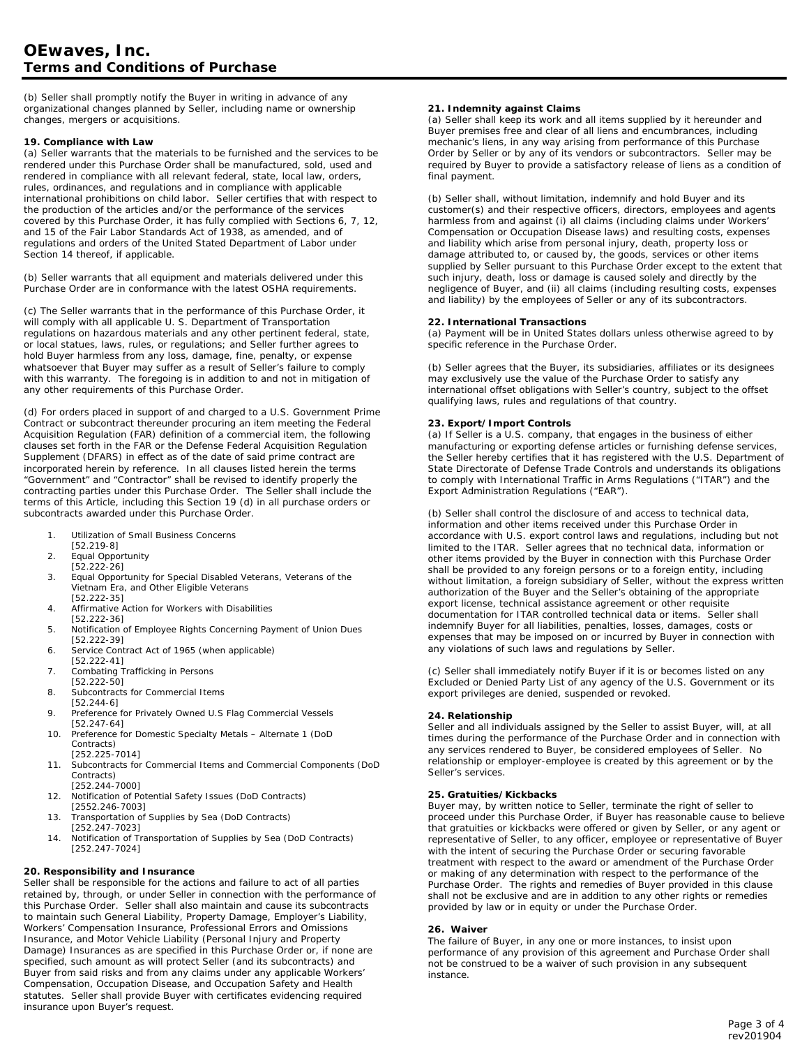(b) Seller shall promptly notify the Buyer in writing in advance of any organizational changes planned by Seller, including name or ownership changes, mergers or acquisitions.

**19. Compliance with Law**

(a) Seller warrants that the materials to be furnished and the services to be rendered under this Purchase Order shall be manufactured, sold, used and rendered in compliance with all relevant federal, state, local law, orders, rules, ordinances, and regulations and in compliance with applicable international prohibitions on child labor. Seller certifies that with respect to the production of the articles and/or the performance of the services covered by this Purchase Order, it has fully complied with Sections 6, 7, 12, and 15 of the Fair Labor Standards Act of 1938, as amended, and of regulations and orders of the United Stated Department of Labor under Section 14 thereof, if applicable.

(b) Seller warrants that all equipment and materials delivered under this Purchase Order are in conformance with the latest OSHA requirements.

(c) The Seller warrants that in the performance of this Purchase Order, it will comply with all applicable U. S. Department of Transportation regulations on hazardous materials and any other pertinent federal, state, or local statues, laws, rules, or regulations; and Seller further agrees to hold Buyer harmless from any loss, damage, fine, penalty, or expense whatsoever that Buyer may suffer as a result of Seller's failure to comply with this warranty. The foregoing is in addition to and not in mitigation of any other requirements of this Purchase Order.

(d) For orders placed in support of and charged to a U.S. Government Prime Contract or subcontract thereunder procuring an item meeting the Federal Acquisition Regulation (FAR) definition of a commercial item, the following clauses set forth in the FAR or the Defense Federal Acquisition Regulation Supplement (DFARS) in effect as of the date of said prime contract are incorporated herein by reference. In all clauses listed herein the terms "Government" and "Contractor" shall be revised to identify properly the contracting parties under this Purchase Order. The Seller shall include the terms of this Article, including this Section 19 (d) in all purchase orders or subcontracts awarded under this Purchase Order.

1. Utilization of Small Business Concerns [52.219-8]
2. Equal Opportunity [52.222-26]
3. Equal Opportunity for Special Disabled Veterans, Veterans of the Vietnam Era, and Other Eligible Veterans [52.222-35]
4. Affirmative Action for Workers with Disabilities [52.222-36]
5. Notification of Employee Rights Concerning Payment of Union Dues [52.222-39]
6. Service Contract Act of 1965 (when applicable) [52.222-41]
7. Combating Trafficking in Persons [52.222-50]
8. Subcontracts for Commercial Items [52.244-6]
9. Preference for Privately Owned U.S Flag Commercial Vessels [52.247-64]
10. Preference for Domestic Specialty Metals – Alternate 1 (DoD Contracts) [252.225-7014]
11. Subcontracts for Commercial Items and Commercial Components (DoD Contracts) [252.244-7000]
12. Notification of Potential Safety Issues (DoD Contracts) [2552.246-7003]
13. Transportation of Supplies by Sea (DoD Contracts) [252.247-7023]
14. Notification of Transportation of Supplies by Sea (DoD Contracts) [252.247-7024]

**20. Responsibility and Insurance**

Seller shall be responsible for the actions and failure to act of all parties retained by, through, or under Seller in connection with the performance of this Purchase Order. Seller shall also maintain and cause its subcontracts to maintain such General Liability, Property Damage, Employer's Liability, Workers' Compensation Insurance, Professional Errors and Omissions Insurance, and Motor Vehicle Liability (Personal Injury and Property Damage) Insurances as are specified in this Purchase Order or, if none are specified, such amount as will protect Seller (and its subcontracts) and Buyer from said risks and from any claims under any applicable Workers' Compensation, Occupation Disease, and Occupation Safety and Health statutes. Seller shall provide Buyer with certificates evidencing required insurance upon Buyer's request.

**21. Indemnity against Claims**

(a) Seller shall keep its work and all items supplied by it hereunder and Buyer premises free and clear of all liens and encumbrances, including mechanic's liens, in any way arising from performance of this Purchase Order by Seller or by any of its vendors or subcontractors. Seller may be required by Buyer to provide a satisfactory release of liens as a condition of final payment.

(b) Seller shall, without limitation, indemnify and hold Buyer and its customer(s) and their respective officers, directors, employees and agents harmless from and against (i) all claims (including claims under Workers' Compensation or Occupation Disease laws) and resulting costs, expenses and liability which arise from personal injury, death, property loss or damage attributed to, or caused by, the goods, services or other items supplied by Seller pursuant to this Purchase Order except to the extent that such injury, death, loss or damage is caused solely and directly by the negligence of Buyer, and (ii) all claims (including resulting costs, expenses and liability) by the employees of Seller or any of its subcontractors.

**22. International Transactions**

(a) Payment will be in United States dollars unless otherwise agreed to by specific reference in the Purchase Order.

(b) Seller agrees that the Buyer, its subsidiaries, affiliates or its designees may exclusively use the value of the Purchase Order to satisfy any international offset obligations with Seller's country, subject to the offset qualifying laws, rules and regulations of that country.

**23. Export/Import Controls**

(a) If Seller is a U.S. company, that engages in the business of either manufacturing or exporting defense articles or furnishing defense services, the Seller hereby certifies that it has registered with the U.S. Department of State Directorate of Defense Trade Controls and understands its obligations to comply with International Traffic in Arms Regulations ("ITAR") and the Export Administration Regulations ("EAR").

(b) Seller shall control the disclosure of and access to technical data, information and other items received under this Purchase Order in accordance with U.S. export control laws and regulations, including but not limited to the ITAR. Seller agrees that no technical data, information or other items provided by the Buyer in connection with this Purchase Order shall be provided to any foreign persons or to a foreign entity, including without limitation, a foreign subsidiary of Seller, without the express written authorization of the Buyer and the Seller's obtaining of the appropriate export license, technical assistance agreement or other requisite documentation for ITAR controlled technical data or items. Seller shall indemnify Buyer for all liabilities, penalties, losses, damages, costs or expenses that may be imposed on or incurred by Buyer in connection with any violations of such laws and regulations by Seller.

(c) Seller shall immediately notify Buyer if it is or becomes listed on any Excluded or Denied Party List of any agency of the U.S. Government or its export privileges are denied, suspended or revoked.

**24. Relationship**

Seller and all individuals assigned by the Seller to assist Buyer, will, at all times during the performance of the Purchase Order and in connection with any services rendered to Buyer, be considered employees of Seller. No relationship or employer-employee is created by this agreement or by the Seller's services.

**25. Gratuities/Kickbacks**

Buyer may, by written notice to Seller, terminate the right of seller to proceed under this Purchase Order, if Buyer has reasonable cause to believe that gratuities or kickbacks were offered or given by Seller, or any agent or representative of Seller, to any officer, employee or representative of Buyer with the intent of securing the Purchase Order or securing favorable treatment with respect to the award or amendment of the Purchase Order or making of any determination with respect to the performance of the Purchase Order. The rights and remedies of Buyer provided in this clause shall not be exclusive and are in addition to any other rights or remedies provided by law or in equity or under the Purchase Order.

**26. Waiver**

The failure of Buyer, in any one or more instances, to insist upon performance of any provision of this agreement and Purchase Order shall not be construed to be a waiver of such provision in any subsequent instance.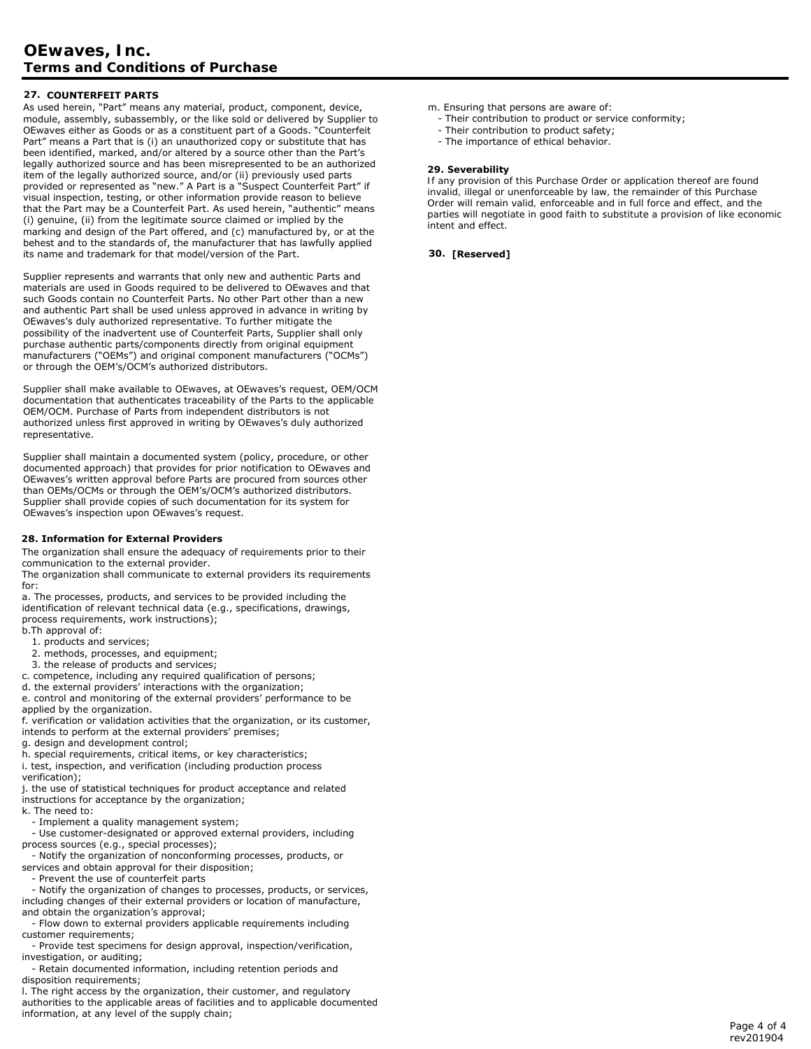**OEwaves, Inc.**
**Terms and Conditions of Purchase**

### 27. COUNTERFEIT PARTS

As used herein, "Part" means any material, product, component, device, module, assembly, subassembly, or the like sold or delivered by Supplier to OEwaves either as Goods or as a constituent part of a Goods. "Counterfeit Part" means a Part that is (i) an unauthorized copy or substitute that has been identified, marked, and/or altered by a source other than the Part's legally authorized source and has been misrepresented to be an authorized item of the legally authorized source, and/or (ii) previously used parts provided or represented as "new." A Part is a "Suspect Counterfeit Part" if visual inspection, testing, or other information provide reason to believe that the Part may be a Counterfeit Part. As used herein, "authentic" means (i) genuine, (ii) from the legitimate source claimed or implied by the marking and design of the Part offered, and (c) manufactured by, or at the behest and to the standards of, the manufacturer that has lawfully applied its name and trademark for that model/version of the Part.

Supplier represents and warrants that only new and authentic Parts and materials are used in Goods required to be delivered to OEwaves and that such Goods contain no Counterfeit Parts. No other Part other than a new and authentic Part shall be used unless approved in advance in writing by OEwaves's duly authorized representative. To further mitigate the possibility of the inadvertent use of Counterfeit Parts, Supplier shall only purchase authentic parts/components directly from original equipment manufacturers ("OEMs") and original component manufacturers ("OCMs") or through the OEM's/OCM's authorized distributors.

Supplier shall make available to OEwaves, at OEwaves's request, OEM/OCM documentation that authenticates traceability of the Parts to the applicable OEM/OCM. Purchase of Parts from independent distributors is not authorized unless first approved in writing by OEwaves's duly authorized representative.

Supplier shall maintain a documented system (policy, procedure, or other documented approach) that provides for prior notification to OEwaves and OEwaves's written approval before Parts are procured from sources other than OEMs/OCMs or through the OEM's/OCM's authorized distributors. Supplier shall provide copies of such documentation for its system for OEwaves's inspection upon OEwaves's request.

### 28. Information for External Providers

The organization shall ensure the adequacy of requirements prior to their communication to the external provider.
The organization shall communicate to external providers its requirements for:

a. The processes, products, and services to be provided including the identification of relevant technical data (e.g., specifications, drawings, process requirements, work instructions);
b.Th approval of:
   1. products and services;
   2. methods, processes, and equipment;
   3. the release of products and services;
c. competence, including any required qualification of persons;
d. the external providers' interactions with the organization;
e. control and monitoring of the external providers' performance to be applied by the organization.
f. verification or validation activities that the organization, or its customer, intends to perform at the external providers' premises;
g. design and development control;
h. special requirements, critical items, or key characteristics;
i. test, inspection, and verification (including production process verification);
j. the use of statistical techniques for product acceptance and related instructions for acceptance by the organization;
k. The need to:
   - Implement a quality management system;
   - Use customer-designated or approved external providers, including process sources (e.g., special processes);
   - Notify the organization of nonconforming processes, products, or services and obtain approval for their disposition;
   - Prevent the use of counterfeit parts
   - Notify the organization of changes to processes, products, or services, including changes of their external providers or location of manufacture, and obtain the organization's approval;
   - Flow down to external providers applicable requirements including customer requirements;
   - Provide test specimens for design approval, inspection/verification, investigation, or auditing;
   - Retain documented information, including retention periods and disposition requirements;
l. The right access by the organization, their customer, and regulatory authorities to the applicable areas of facilities and to applicable documented information, at any level of the supply chain;
m. Ensuring that persons are aware of:
   - Their contribution to product or service conformity;
   - Their contribution to product safety;
   - The importance of ethical behavior.

### 29. Severability

If any provision of this Purchase Order or application thereof are found invalid, illegal or unenforceable by law, the remainder of this Purchase Order will remain valid, enforceable and in full force and effect, and the parties will negotiate in good faith to substitute a provision of like economic intent and effect.

### 30. [Reserved]

rev201904